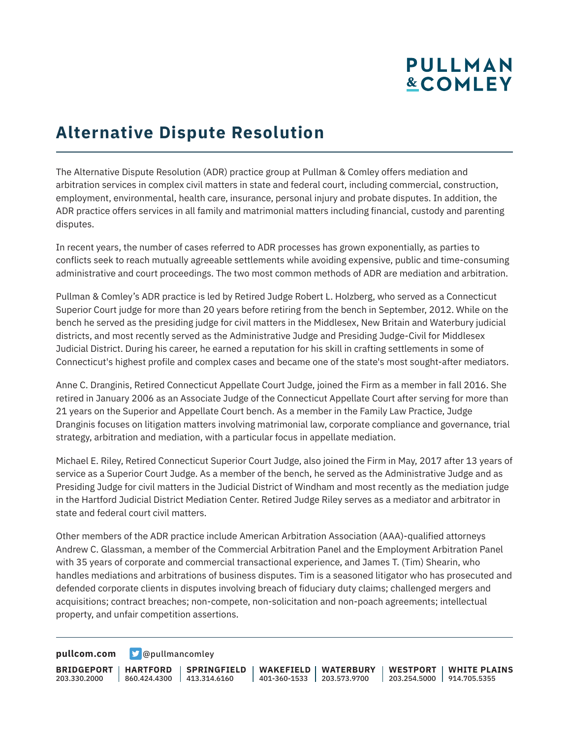# Alternative Dispute Resolution

The Alternative Dispute Resolution (ADR) practice group at Pullman & Comley offers mediation and arbitration services in complex civil matters in state and federal court, including commercial, construction, employment, environmental, health care, insurance, personal injury and probate disputes. In addition, the ADR practice offers services in all family and matrimonial matters including financial, custody and parenting disputes.

In recent years, the number of cases referred to ADR processes has grown exponentially, as parties to conflicts seek to reach mutually agreeable settlements while avoiding expensive, public and time-consuming administrative and court proceedings. The two most common methods of ADR are mediation and arbitration.

Pullman & Comley's ADR practice is led by Retired Judge Robert L. Holzberg, who served as a Connecticut Superior Court judge for more than 20 years before retiring from the bench in September, 2012. While on the bench he served as the presiding judge for civil matters in the Middlesex, New Britain and Waterbury judicial districts, and most recently served as the Administrative Judge and Presiding Judge-Civil for Middlesex Judicial District. During his career, he earned a reputation for his skill in crafting settlements in some of Connecticut's highest profile and complex cases and became one of the state's most sought-after mediators.

Anne C. Dranginis, Retired Connecticut Appellate Court Judge, joined the Firm as a member in fall 2016. She retired in January 2006 as an Associate Judge of the Connecticut Appellate Court after serving for more than 21 years on the Superior and Appellate Court bench. As a member in the Family Law Practice, Judge Dranginis focuses on litigation matters involving matrimonial law, corporate compliance and governance, trial strategy, arbitration and mediation, with a particular focus in appellate mediation.

Michael E. Riley, Retired Connecticut Superior Court Judge, also joined the Firm in May, 2017 after 13 years of service as a Superior Court Judge. As a member of the bench, he served as the Administrative Judge and as Presiding Judge for civil matters in the Judicial District of Windham and most recently as the mediation judge in the Hartford Judicial District Mediation Center. Retired Judge Riley serves as a mediator and arbitrator in state and federal court civil matters.

Other members of the ADR practice include American Arbitration Association (AAA)-qualified attorneys Andrew C. Glassman, a member of the Commercial Arbitration Panel and the Employment Arbitration Panel with 35 years of corporate and commercial transactional experience, and James T. (Tim) Shearin, who handles mediations and arbitrations of business disputes. Tim is a seasoned litigator who has prosecuted and defended corporate clients in disputes involving breach of fiduciary duty claims; challenged mergers and acquisitions; contract breaches; non-compete, non-solicitation and non-poach agreements; intellectual property, and unfair competition assertions.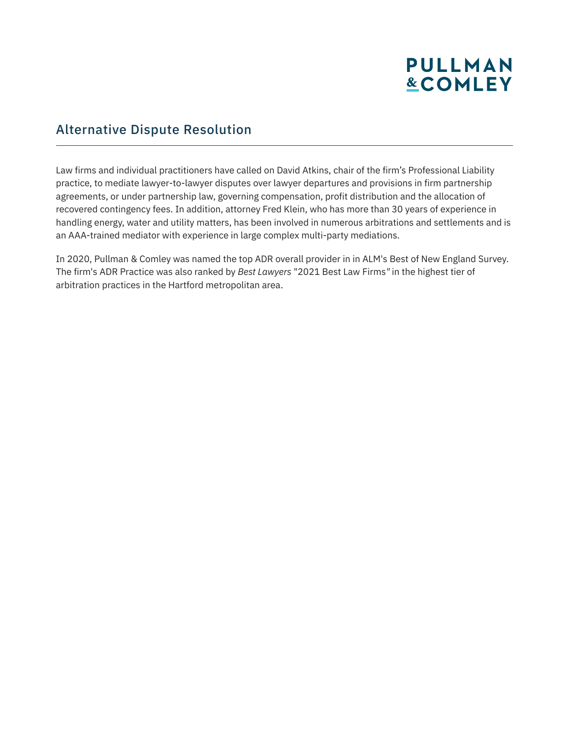## Alternative Dispute Resolution

Law firms and individual practitioners have called on David Atkins, chair of the firm's Professional Liability practice, to mediate lawyer-to-lawyer disputes over lawyer departures and provisions in firm partnership agreements, or under partnership law, governing compensation, profit distribution and the allocation of recovered contingency fees. In addition, attorney Fred Klein, who has more than 30 years of experience in handling energy, water and utility matters, has been involved in numerous arbitrations and settlements and is an AAA-trained mediator with experience in large complex multi-party mediations.

In 2020, Pullman & Comley was named the top ADR overall provider in in ALM's Best of New England Survey. The firm's ADR Practice was also ranked by *Best Lawyers* "2021 Best Law Firms" in the highest tier of arbitration practices in the Hartford metropolitan area.